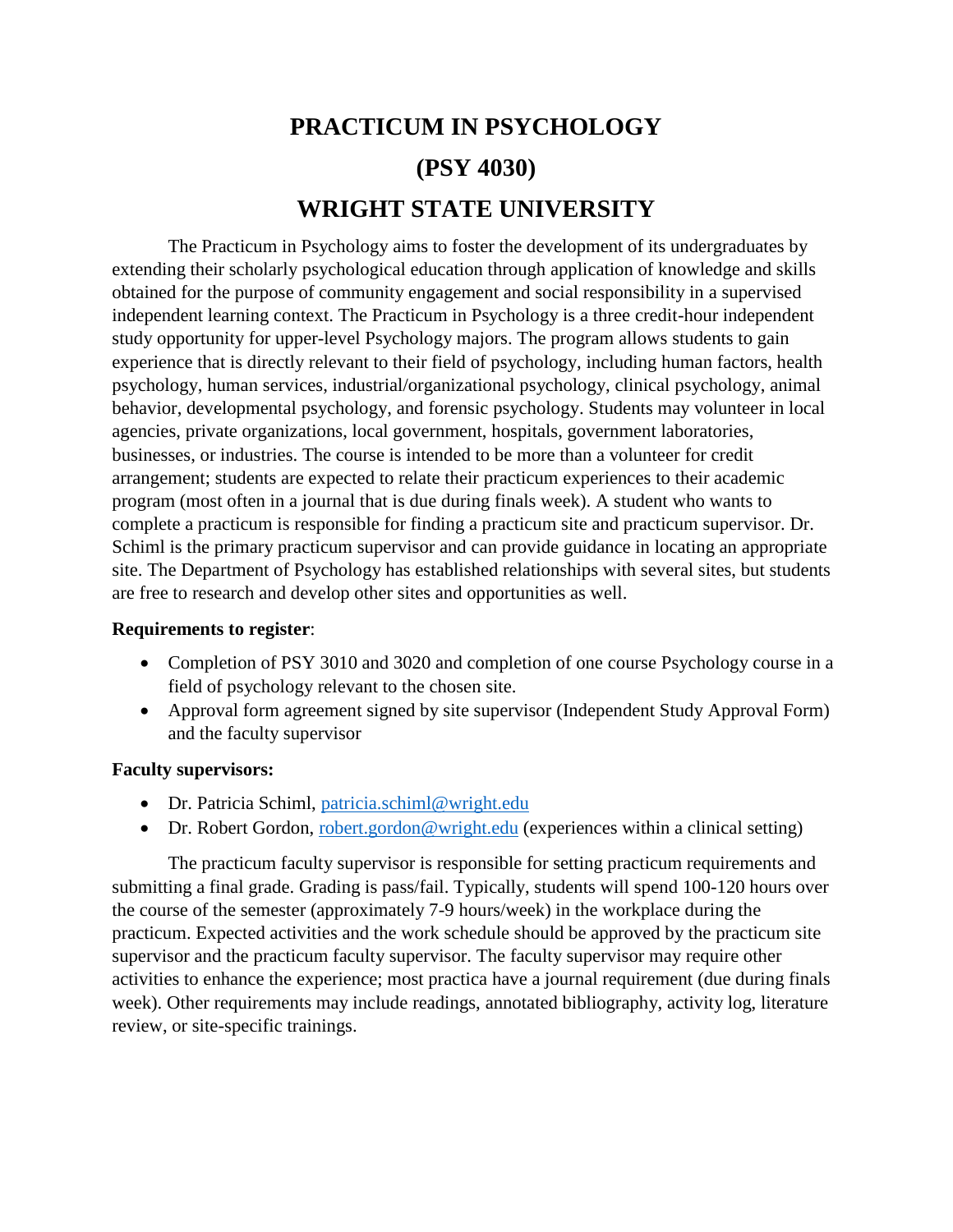# PRACTICUM IN PSYCHOLOGY

# (PSY 4030)

# WRIGHT STATE UNIVERSITY

The Practicum in Psychology aims to foster the development of its undergraduates by extending their scholarly psychological education through application of knowledge and skills obtained for the purpose of community engagement and social responsibility in a supervised independent learning context. The Practicum in Psychology is a three credit-hour independent study opportunity for upper-level Psychology majors. The program allows students to gain experience that is directly relevant to their field of psychology, including human factors, health psychology, human services, industrial/organizational psychology, clinical psychology, animal behavior, developmental psychology, and forensic psychology. Students may volunteer in local agencies, private organizations, local government, hospitals, government laboratories, businesses, or industries. The course is intended to be more than a volunteer for credit arrangement; students are expected to relate their practicum experiences to their academic program (most often in a journal that is due during finals week). A student who wants to complete a practicum is responsible for finding a practicum site and practicum supervisor. Dr. Schiml is the primary practicum supervisor and can provide guidance in locating an appropriate site. The Department of Psychology has established relationships with several sites, but students are free to research and develop other sites and opportunities as well.

**Requirements to register**:

- Completion of PSY 3010 and 3020 and completion of one course Psychology course in a field of psychology relevant to the chosen site.
- Approval form agreement signed by site supervisor (Independent Study Approval Form) and the faculty supervisor

**Faculty supervisors:**

- Dr. Patricia Schiml, patricia.schiml@wright.edu
- Dr. Robert Gordon, robert.gordon@wright.edu (experiences within a clinical setting)

The practicum faculty supervisor is responsible for setting practicum requirements and submitting a final grade. Grading is pass/fail. Typically, students will spend 100-120 hours over the course of the semester (approximately 7-9 hours/week) in the workplace during the practicum. Expected activities and the work schedule should be approved by the practicum site supervisor and the practicum faculty supervisor. The faculty supervisor may require other activities to enhance the experience; most practica have a journal requirement (due during finals week). Other requirements may include readings, annotated bibliography, activity log, literature review, or site-specific trainings.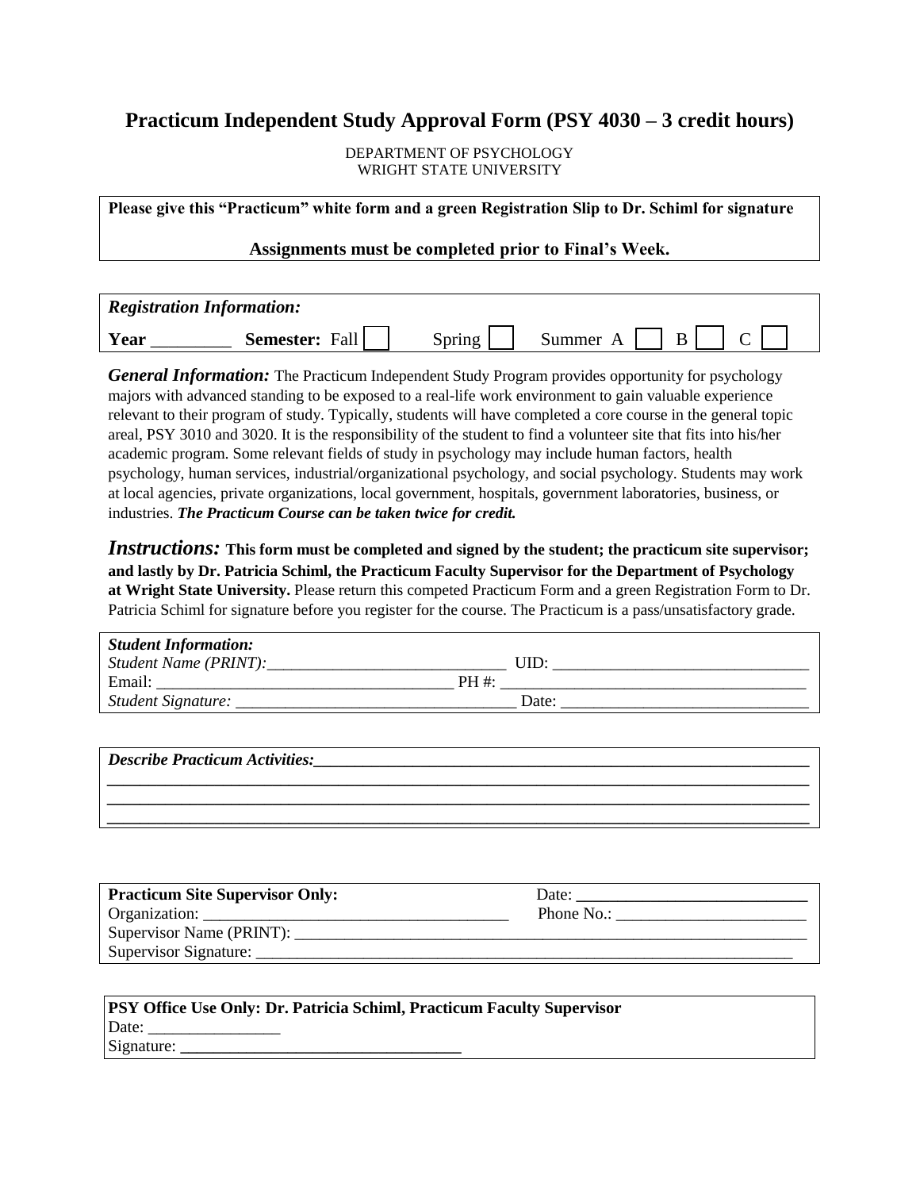# Practicum Independent Study Approval Form (PSY 4030 – 3 credit hours)

DEPARTMENT OF PSYCHOLOGY
WRIGHT STATE UNIVERSITY

**Please give this "Practicum" white form and a green Registration Slip to Dr. Schiml for signature**

**Assignments must be completed prior to Final's Week.**

***Registration Information:***

**Year** _________ **Semester:** Fall ☐ Spring ☐ Summer A ☐ B ☐ C ☐

***General Information:*** The Practicum Independent Study Program provides opportunity for psychology majors with advanced standing to be exposed to a real-life work environment to gain valuable experience relevant to their program of study. Typically, students will have completed a core course in the general topic areal, PSY 3010 and 3020. It is the responsibility of the student to find a volunteer site that fits into his/her academic program. Some relevant fields of study in psychology may include human factors, health psychology, human services, industrial/organizational psychology, and social psychology. Students may work at local agencies, private organizations, local government, hospitals, government laboratories, business, or industries. ***The Practicum Course can be taken twice for credit.***

***Instructions:*** **This form must be completed and signed by the student; the practicum site supervisor; and lastly by Dr. Patricia Schiml, the Practicum Faculty Supervisor for the Department of Psychology at Wright State University.** Please return this competed Practicum Form and a green Registration Form to Dr. Patricia Schiml for signature before you register for the course. The Practicum is a pass/unsatisfactory grade.

***Student Information:***

*Student Name (PRINT):*_____________________________ UID: _______________________________

Email: ___________________________________ PH #: ___________________________________

*Student Signature:* _________________________________ Date: _____________________________

***Describe Practicum Activities:***______________________________________________________________

______________________________________________________________________________

______________________________________________________________________________

______________________________________________________________________________

**Practicum Site Supervisor Only:** Date: ____________________________

Organization: _____________________________________ Phone No.: ______________________

Supervisor Name (PRINT): _______________________________________________________________

Supervisor Signature: _________________________________________________________________

**PSY Office Use Only: Dr. Patricia Schiml, Practicum Faculty Supervisor**

Date: _______________

Signature: _________________________________